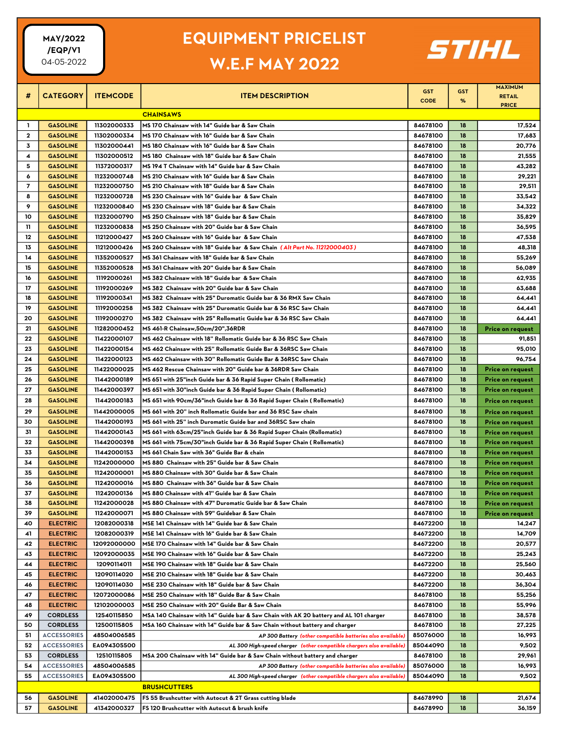MAY/2022
/EQP/V1
04-05-2022

# EQUIPMENT PRICELIST
# W.E.F MAY 2022

STIHL

| # | CATEGORY | ITEMCODE | ITEM DESCRIPTION | GST CODE | GST % | MAXIMUM RETAIL PRICE |
|---|---|---|---|---|---|---|
| | | | **CHAINSAWS** | | | |
| 1 | GASOLINE | 11302000333 | MS 170 Chainsaw with 14" Guide bar & Saw Chain | 84678100 | 18 | 17,524 |
| 2 | GASOLINE | 11302000334 | MS 170 Chainsaw with 16" Guide bar & Saw Chain | 84678100 | 18 | 17,683 |
| 3 | GASOLINE | 11302000441 | MS 180 Chainsaw with 16" Guide bar & Saw Chain | 84678100 | 18 | 20,776 |
| 4 | GASOLINE | 11302000512 | MS 180 Chainsaw with 18" Guide bar & Saw Chain | 84678100 | 18 | 21,555 |
| 5 | GASOLINE | 11372000317 | MS 194 T Chainsaw with 14" Guide bar & Saw Chain | 84678100 | 18 | 43,282 |
| 6 | GASOLINE | 11232000748 | MS 210 Chainsaw with 16" Guide bar & Saw Chain | 84678100 | 18 | 29,221 |
| 7 | GASOLINE | 11232000750 | MS 210 Chainsaw with 18" Guide bar & Saw Chain | 84678100 | 18 | 29,511 |
| 8 | GASOLINE | 11232000728 | MS 230 Chainsaw with 16" Guide bar & Saw Chain | 84678100 | 18 | 33,542 |
| 9 | GASOLINE | 11232000840 | MS 230 Chainsaw with 18" Guide bar & Saw Chain | 84678100 | 18 | 34,322 |
| 10 | GASOLINE | 11232000790 | MS 250 Chainsaw with 18" Guide bar & Saw Chain | 84678100 | 18 | 35,829 |
| 11 | GASOLINE | 11232000838 | MS 250 Chainsaw with 20" Guide bar & Saw Chain | 84678100 | 18 | 36,595 |
| 12 | GASOLINE | 11212000427 | MS 260 Chainsaw with 16" Guide bar & Saw Chain | 84678100 | 18 | 47,538 |
| 13 | GASOLINE | 11212000426 | MS 260 Chainsaw with 18" Guide bar & Saw Chain *( Alt Part No. 11212000403 )* | 84678100 | 18 | 48,318 |
| 14 | GASOLINE | 11352000527 | MS 361 Chainsaw with 18" Guide bar & Saw Chain | 84678100 | 18 | 55,269 |
| 15 | GASOLINE | 11352000528 | MS 361 Chainsaw with 20" Guide bar & Saw Chain | 84678100 | 18 | 56,089 |
| 16 | GASOLINE | 11192000261 | MS 382 Chainsaw with 18" Guide bar & Saw Chain | 84678100 | 18 | 62,935 |
| 17 | GASOLINE | 11192000269 | MS 382 Chainsaw with 20" Guide bar & Saw Chain | 84678100 | 18 | 63,688 |
| 18 | GASOLINE | 11192000341 | MS 382 Chainsaw with 25" Duromatic Guide bar & 36 RMX Saw Chain | 84678100 | 18 | 64,441 |
| 19 | GASOLINE | 11192000258 | MS 382 Chainsaw with 25" Duromatic Guide bar & 36 RSC Saw Chain | 84678100 | 18 | 64,441 |
| 20 | GASOLINE | 11192000270 | MS 382 Chainsaw with 25" Rollomatic Guide bar & 36 RSC Saw Chain | 84678100 | 18 | 64,441 |
| 21 | GASOLINE | 11282000452 | MS 461-R Chainsaw,50cm/20",36RDR | 84678100 | 18 | Price on request |
| 22 | GASOLINE | 11422000107 | MS 462 Chainsaw with 18" Rollomatic Guide bar & 36 RSC Saw Chain | 84678100 | 18 | 91,851 |
| 23 | GASOLINE | 11422000154 | MS 462 Chainsaw with 25" Rollomatic Guide Bar & 36RSC Saw Chain | 84678100 | 18 | 95,010 |
| 24 | GASOLINE | 11422000123 | MS 462 Chainsaw with 30" Rollomatic Guide Bar & 36RSC Saw Chain | 84678100 | 18 | 96,754 |
| 25 | GASOLINE | 11422000025 | MS 462 Rescue Chainsaw with 20" Guide bar & 36RDR Saw Chain | 84678100 | 18 | Price on request |
| 26 | GASOLINE | 11442000189 | MS 651 with 25"inch Guide bar & 36 Rapid Super Chain ( Rollomatic) | 84678100 | 18 | Price on request |
| 27 | GASOLINE | 11442000397 | MS 651 with 30"inch Guide bar & 36 Rapid Super Chain ( Rollomatic) | 84678100 | 18 | Price on request |
| 28 | GASOLINE | 11442000183 | MS 651 with 90cm/36"inch Guide bar & 36 Rapid Super Chain ( Rollomatic) | 84678100 | 18 | Price on request |
| 29 | GASOLINE | 11442000005 | MS 661 with 20" inch Rollomatic Guide bar and 36 RSC Saw chain | 84678100 | 18 | Price on request |
| 30 | GASOLINE | 11442000193 | MS 661 with 25" inch Duromatic Guide bar and 36RSC Saw chain | 84678100 | 18 | Price on request |
| 31 | GASOLINE | 11442000143 | MS 661 with 63cm/25"inch Guide bar & 36 Rapid Super Chain (Rollomatic) | 84678100 | 18 | Price on request |
| 32 | GASOLINE | 11442000398 | MS 661 with 75cm/30"inch Guide bar & 36 Rapid Super Chain ( Rollomatic) | 84678100 | 18 | Price on request |
| 33 | GASOLINE | 11442000153 | MS 661 Chain Saw with 36" Guide Bar & chain | 84678100 | 18 | Price on request |
| 34 | GASOLINE | 11242000000 | MS 880 Chainsaw with 25" Guide bar & Saw Chain | 84678100 | 18 | Price on request |
| 35 | GASOLINE | 11242000001 | MS 880 Chainsaw with 30" Guide bar & Saw Chain | 84678100 | 18 | Price on request |
| 36 | GASOLINE | 11242000016 | MS 880 Chainsaw with 36" Guide bar & Saw Chain | 84678100 | 18 | Price on request |
| 37 | GASOLINE | 11242000136 | MS 880 Chainsaw with 41" Guide bar & Saw Chain | 84678100 | 18 | Price on request |
| 38 | GASOLINE | 11242000028 | MS 880 Chainsaw with 47" Duromatic Guide bar & Saw Chain | 84678100 | 18 | Price on request |
| 39 | GASOLINE | 11242000071 | MS 880 Chainsaw with 59" Guidebar & Saw Chain | 84678100 | 18 | Price on request |
| 40 | ELECTRIC | 12082000318 | MSE 141 Chainsaw with 14" Guide bar & Saw Chain | 84672200 | 18 | 14,247 |
| 41 | ELECTRIC | 12082000319 | MSE 141 Chainsaw with 16" Guide bar & Saw Chain | 84672200 | 18 | 14,709 |
| 42 | ELECTRIC | 12092000000 | MSE 170 Chainsaw with 14" Guide bar & Saw Chain | 84672200 | 18 | 20,577 |
| 43 | ELECTRIC | 12092000035 | MSE 190 Chainsaw with 16" Guide bar & Saw Chain | 84672200 | 18 | 25,243 |
| 44 | ELECTRIC | 12090114011 | MSE 190 Chainsaw with 18" Guide bar & Saw Chain | 84672200 | 18 | 25,560 |
| 45 | ELECTRIC | 12090114020 | MSE 210 Chainsaw with 18" Guide bar & Saw Chain | 84672200 | 18 | 30,463 |
| 46 | ELECTRIC | 12090114030 | MSE 230 Chainsaw with 18" Guide bar & Saw Chain | 84672200 | 18 | 36,304 |
| 47 | ELECTRIC | 12072000086 | MSE 250 Chainsaw with 18" Guide Bar & Saw Chain | 84678100 | 18 | 55,256 |
| 48 | ELECTRIC | 12102000003 | MSE 250 Chainsaw with 20" Guide Bar & Saw Chain | 84678100 | 18 | 55,996 |
| 49 | CORDLESS | 12540115850 | MSA 140 Chainsaw with 14" Guide bar & Saw Chain with AK 20 battery and AL 101 charger | 84678100 | 18 | 38,578 |
| 50 | CORDLESS | 12500115805 | MSA 160 Chainsaw with 14" Guide bar & Saw Chain without battery and charger | 84678100 | 18 | 27,225 |
| 51 | ACCESSORIES | 48504006585 | *AP 300 Battery (other compatible batteries also available)* | 85076000 | 18 | 16,993 |
| 52 | ACCESSORIES | EA094305500 | *AL 300 High-speed charger (other compatible chargers also available)* | 85044090 | 18 | 9,502 |
| 53 | CORDLESS | 12510115805 | MSA 200 Chainsaw with 14" Guide bar & Saw Chain without battery and charger | 84678100 | 18 | 29,961 |
| 54 | ACCESSORIES | 48504006585 | *AP 300 Battery (other compatible batteries also available)* | 85076000 | 18 | 16,993 |
| 55 | ACCESSORIES | EA094305500 | *AL 300 High-speed charger (other compatible chargers also available)* | 85044090 | 18 | 9,502 |
| | | | **BRUSHCUTTERS** | | | |
| 56 | GASOLINE | 41402000475 | FS 55 Brushcutter with Autocut & 2T Grass cutting blade | 84678990 | 18 | 21,674 |
| 57 | GASOLINE | 41342000327 | FS 120 Brushcutter with Autocut & brush knife | 84678990 | 18 | 36,159 |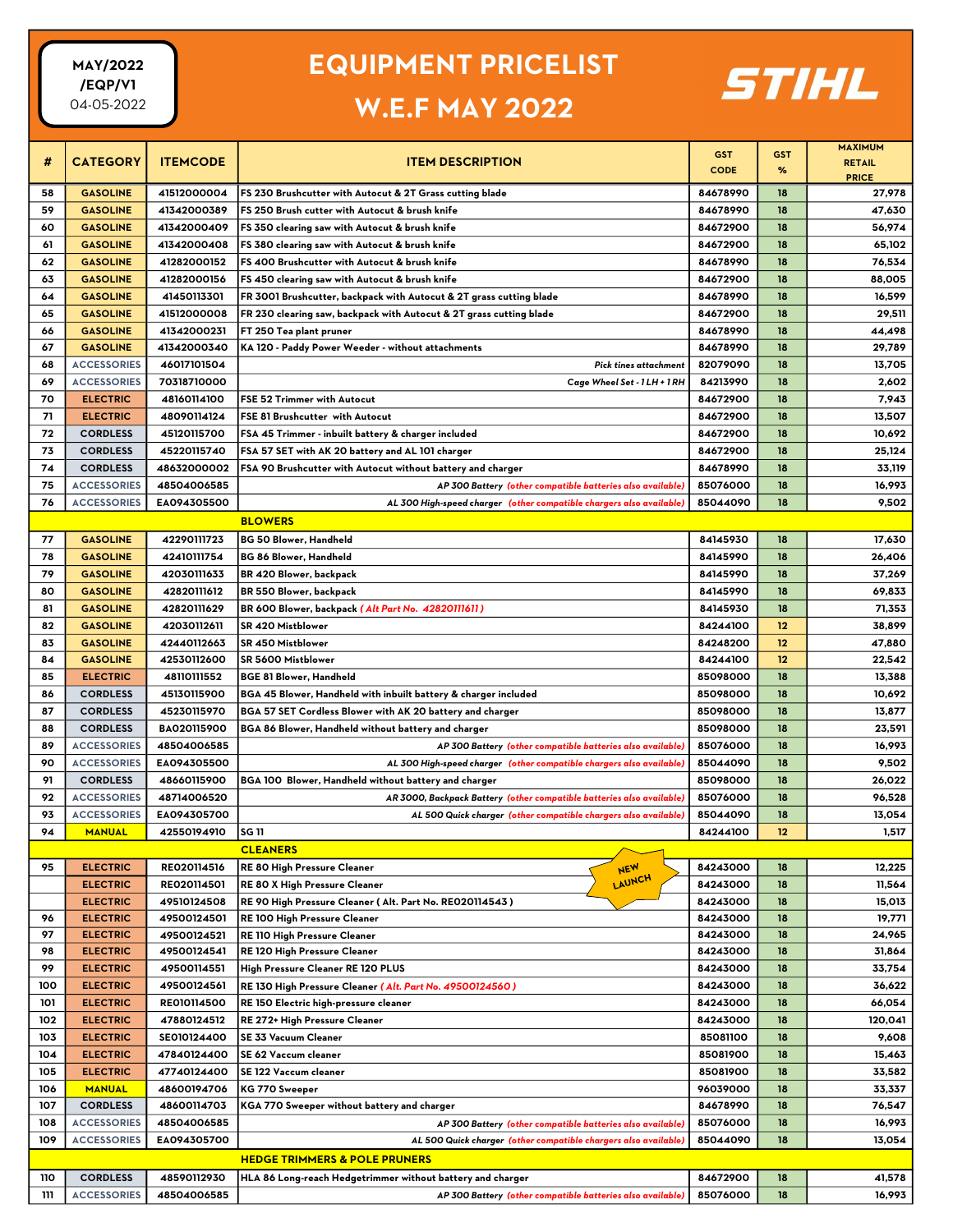# EQUIPMENT PRICELIST W.E.F MAY 2022

MAY/2022 /EQP/V1
04-05-2022

STIHL

| # | CATEGORY | ITEMCODE | ITEM DESCRIPTION | GST CODE | GST % | MAXIMUM RETAIL PRICE |
|---|---|---|---|---|---|---|
| 58 | GASOLINE | 41512000004 | FS 230 Brushcutter with Autocut & 2T Grass cutting blade | 84678990 | 18 | 27,978 |
| 59 | GASOLINE | 41342000389 | FS 250 Brush cutter with Autocut & brush knife | 84678990 | 18 | 47,630 |
| 60 | GASOLINE | 41342000409 | FS 350 clearing saw with Autocut & brush knife | 84672900 | 18 | 56,974 |
| 61 | GASOLINE | 41342000408 | FS 380 clearing saw with Autocut & brush knife | 84672900 | 18 | 65,102 |
| 62 | GASOLINE | 41282000152 | FS 400 Brushcutter with Autocut & brush knife | 84678990 | 18 | 76,534 |
| 63 | GASOLINE | 41282000156 | FS 450 clearing saw with Autocut & brush knife | 84672900 | 18 | 88,005 |
| 64 | GASOLINE | 41450113301 | FR 3001 Brushcutter, backpack with Autocut & 2T grass cutting blade | 84678990 | 18 | 16,599 |
| 65 | GASOLINE | 41512000008 | FR 230 clearing saw, backpack with Autocut & 2T grass cutting blade | 84672900 | 18 | 29,511 |
| 66 | GASOLINE | 41342000231 | FT 250 Tea plant pruner | 84678990 | 18 | 44,498 |
| 67 | GASOLINE | 41342000340 | KA 120 - Paddy Power Weeder - without attachments | 84678990 | 18 | 29,789 |
| 68 | ACCESSORIES | 46017101504 | *Pick tines attachment* | 82079090 | 18 | 13,705 |
| 69 | ACCESSORIES | 70318710000 | *Cage Wheel Set - 1 LH + 1 RH* | 84213990 | 18 | 2,602 |
| 70 | ELECTRIC | 48160114100 | FSE 52 Trimmer with Autocut | 84672900 | 18 | 7,943 |
| 71 | ELECTRIC | 48090114124 | FSE 81 Brushcutter with Autocut | 84672900 | 18 | 13,507 |
| 72 | CORDLESS | 45120115700 | FSA 45 Trimmer - inbuilt battery & charger included | 84672900 | 18 | 10,692 |
| 73 | CORDLESS | 45220115740 | FSA 57 SET with AK 20 battery and AL 101 charger | 84672900 | 18 | 25,124 |
| 74 | CORDLESS | 48632000002 | FSA 90 Brushcutter with Autocut without battery and charger | 84678990 | 18 | 33,119 |
| 75 | ACCESSORIES | 48504006585 | *AP 300 Battery (other compatible batteries also available)* | 85076000 | 18 | 16,993 |
| 76 | ACCESSORIES | EA094305500 | *AL 300 High-speed charger (other compatible chargers also available)* | 85044090 | 18 | 9,502 |
| | | | **BLOWERS** | | | |
| 77 | GASOLINE | 42290111723 | BG 50 Blower, Handheld | 84145930 | 18 | 17,630 |
| 78 | GASOLINE | 42410111754 | BG 86 Blower, Handheld | 84145990 | 18 | 26,406 |
| 79 | GASOLINE | 42030111633 | BR 420 Blower, backpack | 84145990 | 18 | 37,269 |
| 80 | GASOLINE | 42820111612 | BR 550 Blower, backpack | 84145990 | 18 | 69,833 |
| 81 | GASOLINE | 42820111629 | BR 600 Blower, backpack *( Alt Part No. 42820111611 )* | 84145930 | 18 | 71,353 |
| 82 | GASOLINE | 42030112611 | SR 420 Mistblower | 84244100 | 12 | 38,899 |
| 83 | GASOLINE | 42440112663 | SR 450 Mistblower | 84248200 | 12 | 47,880 |
| 84 | GASOLINE | 42530112600 | SR 5600 Mistblower | 84244100 | 12 | 22,542 |
| 85 | ELECTRIC | 48110111552 | BGE 81 Blower, Handheld | 85098000 | 18 | 13,388 |
| 86 | CORDLESS | 45130115900 | BGA 45 Blower, Handheld with inbuilt battery & charger included | 85098000 | 18 | 10,692 |
| 87 | CORDLESS | 45230115970 | BGA 57 SET Cordless Blower with AK 20 battery and charger | 85098000 | 18 | 13,877 |
| 88 | CORDLESS | BA020115900 | BGA 86 Blower, Handheld without battery and charger | 85098000 | 18 | 23,591 |
| 89 | ACCESSORIES | 48504006585 | *AP 300 Battery (other compatible batteries also available)* | 85076000 | 18 | 16,993 |
| 90 | ACCESSORIES | EA094305500 | *AL 300 High-speed charger (other compatible chargers also available)* | 85044090 | 18 | 9,502 |
| 91 | CORDLESS | 48660115900 | BGA 100 Blower, Handheld without battery and charger | 85098000 | 18 | 26,022 |
| 92 | ACCESSORIES | 48714006520 | *AR 3000, Backpack Battery (other compatible batteries also available)* | 85076000 | 18 | 96,528 |
| 93 | ACCESSORIES | EA094305700 | *AL 500 Quick charger (other compatible chargers also available)* | 85044090 | 18 | 13,054 |
| 94 | MANUAL | 42550194910 | SG 11 | 84244100 | 12 | 1,517 |
| | | | **CLEANERS** | | | |
| 95 | ELECTRIC | RE020114516 | RE 80 High Pressure Cleaner | 84243000 | 18 | 12,225 |
| | ELECTRIC | RE020114501 | RE 80 X High Pressure Cleaner (NEW LAUNCH) | 84243000 | 18 | 11,564 |
| | ELECTRIC | 49510124508 | RE 90 High Pressure Cleaner ( Alt. Part No. RE020114543 ) | 84243000 | 18 | 15,013 |
| 96 | ELECTRIC | 49500124501 | RE 100 High Pressure Cleaner | 84243000 | 18 | 19,771 |
| 97 | ELECTRIC | 49500124521 | RE 110 High Pressure Cleaner | 84243000 | 18 | 24,965 |
| 98 | ELECTRIC | 49500124541 | RE 120 High Pressure Cleaner | 84243000 | 18 | 31,864 |
| 99 | ELECTRIC | 49500114551 | High Pressure Cleaner RE 120 PLUS | 84243000 | 18 | 33,754 |
| 100 | ELECTRIC | 49500124561 | RE 130 High Pressure Cleaner *( Alt. Part No. 49500124560 )* | 84243000 | 18 | 36,622 |
| 101 | ELECTRIC | RE010114500 | RE 150 Electric high-pressure cleaner | 84243000 | 18 | 66,054 |
| 102 | ELECTRIC | 47880124512 | RE 272+ High Pressure Cleaner | 84243000 | 18 | 120,041 |
| 103 | ELECTRIC | SE010124400 | SE 33 Vacuum Cleaner | 85081100 | 18 | 9,608 |
| 104 | ELECTRIC | 47840124400 | SE 62 Vaccum cleaner | 85081900 | 18 | 15,463 |
| 105 | ELECTRIC | 47740124400 | SE 122 Vaccum cleaner | 85081900 | 18 | 33,582 |
| 106 | MANUAL | 48600194706 | KG 770 Sweeper | 96039000 | 18 | 33,337 |
| 107 | CORDLESS | 48600114703 | KGA 770 Sweeper without battery and charger | 84678990 | 18 | 76,547 |
| 108 | ACCESSORIES | 48504006585 | *AP 300 Battery (other compatible batteries also available)* | 85076000 | 18 | 16,993 |
| 109 | ACCESSORIES | EA094305700 | *AL 500 Quick charger (other compatible chargers also available)* | 85044090 | 18 | 13,054 |
| | | | **HEDGE TRIMMERS & POLE PRUNERS** | | | |
| 110 | CORDLESS | 48590112930 | HLA 86 Long-reach Hedgetrimmer without battery and charger | 84672900 | 18 | 41,578 |
| 111 | ACCESSORIES | 48504006585 | *AP 300 Battery (other compatible batteries also available)* | 85076000 | 18 | 16,993 |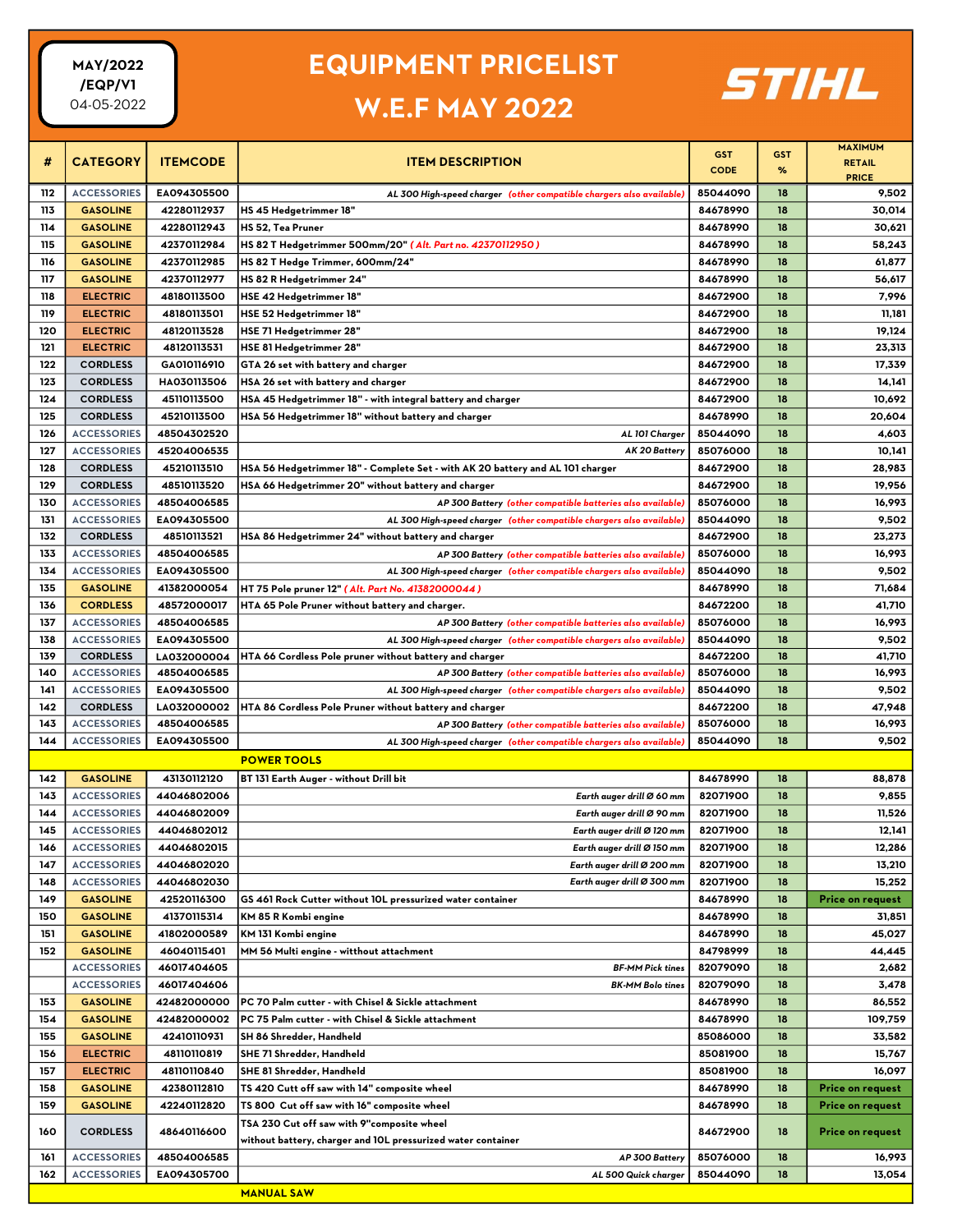MAY/2022
/EQP/V1
04-05-2022

# EQUIPMENT PRICELIST W.E.F MAY 2022

STIHL

| # | CATEGORY | ITEMCODE | ITEM DESCRIPTION | GST CODE | GST % | MAXIMUM RETAIL PRICE |
|---|---|---|---|---|---|---|
| 112 | ACCESSORIES | EA094305500 | *AL 300 High-speed charger (other compatible chargers also available)* | 85044090 | 18 | 9,502 |
| 113 | GASOLINE | 42280112937 | HS 45 Hedgetrimmer 18" | 84678990 | 18 | 30,014 |
| 114 | GASOLINE | 42280112943 | HS 52, Tea Pruner | 84678990 | 18 | 30,621 |
| 115 | GASOLINE | 42370112984 | HS 82 T Hedgetrimmer 500mm/20" *( Alt. Part no. 42370112950 )* | 84678990 | 18 | 58,243 |
| 116 | GASOLINE | 42370112985 | HS 82 T Hedge Trimmer, 600mm/24" | 84678990 | 18 | 61,877 |
| 117 | GASOLINE | 42370112977 | HS 82 R Hedgetrimmer 24" | 84678990 | 18 | 56,617 |
| 118 | ELECTRIC | 48180113500 | HSE 42 Hedgetrimmer 18" | 84672900 | 18 | 7,996 |
| 119 | ELECTRIC | 48180113501 | HSE 52 Hedgetrimmer 18" | 84672900 | 18 | 11,181 |
| 120 | ELECTRIC | 48120113528 | HSE 71 Hedgetrimmer 28" | 84672900 | 18 | 19,124 |
| 121 | ELECTRIC | 48120113531 | HSE 81 Hedgetrimmer 28" | 84672900 | 18 | 23,313 |
| 122 | CORDLESS | GA010116910 | GTA 26 set with battery and charger | 84672900 | 18 | 17,339 |
| 123 | CORDLESS | HA030113506 | HSA 26 set with battery and charger | 84672900 | 18 | 14,141 |
| 124 | CORDLESS | 45110113500 | HSA 45 Hedgetrimmer 18" - with integral battery and charger | 84672900 | 18 | 10,692 |
| 125 | CORDLESS | 45210113500 | HSA 56 Hedgetrimmer 18" without battery and charger | 84678990 | 18 | 20,604 |
| 126 | ACCESSORIES | 48504302520 | *AL 101 Charger* | 85044090 | 18 | 4,603 |
| 127 | ACCESSORIES | 45204006535 | *AK 20 Battery* | 85076000 | 18 | 10,141 |
| 128 | CORDLESS | 45210113510 | HSA 56 Hedgetrimmer 18" - Complete Set - with AK 20 battery and AL 101 charger | 84672900 | 18 | 28,983 |
| 129 | CORDLESS | 48510113520 | HSA 66 Hedgetrimmer 20" without battery and charger | 84672900 | 18 | 19,956 |
| 130 | ACCESSORIES | 48504006585 | *AP 300 Battery (other compatible batteries also available)* | 85076000 | 18 | 16,993 |
| 131 | ACCESSORIES | EA094305500 | *AL 300 High-speed charger (other compatible chargers also available)* | 85044090 | 18 | 9,502 |
| 132 | CORDLESS | 48510113521 | HSA 86 Hedgetrimmer 24" without battery and charger | 84672900 | 18 | 23,273 |
| 133 | ACCESSORIES | 48504006585 | *AP 300 Battery (other compatible batteries also available)* | 85076000 | 18 | 16,993 |
| 134 | ACCESSORIES | EA094305500 | *AL 300 High-speed charger (other compatible chargers also available)* | 85044090 | 18 | 9,502 |
| 135 | GASOLINE | 41382000054 | HT 75 Pole pruner 12" *( Alt. Part No. 41382000044 )* | 84678990 | 18 | 71,684 |
| 136 | CORDLESS | 48572000017 | HTA 65 Pole Pruner without battery and charger. | 84672200 | 18 | 41,710 |
| 137 | ACCESSORIES | 48504006585 | *AP 300 Battery (other compatible batteries also available)* | 85076000 | 18 | 16,993 |
| 138 | ACCESSORIES | EA094305500 | *AL 300 High-speed charger (other compatible chargers also available)* | 85044090 | 18 | 9,502 |
| 139 | CORDLESS | LA032000004 | HTA 66 Cordless Pole pruner without battery and charger | 84672200 | 18 | 41,710 |
| 140 | ACCESSORIES | 48504006585 | *AP 300 Battery (other compatible batteries also available)* | 85076000 | 18 | 16,993 |
| 141 | ACCESSORIES | EA094305500 | *AL 300 High-speed charger (other compatible chargers also available)* | 85044090 | 18 | 9,502 |
| 142 | CORDLESS | LA032000002 | HTA 86 Cordless Pole Pruner without battery and charger | 84672200 | 18 | 47,948 |
| 143 | ACCESSORIES | 48504006585 | *AP 300 Battery (other compatible batteries also available)* | 85076000 | 18 | 16,993 |
| 144 | ACCESSORIES | EA094305500 | *AL 300 High-speed charger (other compatible chargers also available)* | 85044090 | 18 | 9,502 |
| | | | **POWER TOOLS** | | | |
| 142 | GASOLINE | 43130112120 | BT 131 Earth Auger - without Drill bit | 84678990 | 18 | 88,878 |
| 143 | ACCESSORIES | 44046802006 | *Earth auger drill Ø 60 mm* | 82071900 | 18 | 9,855 |
| 144 | ACCESSORIES | 44046802009 | *Earth auger drill Ø 90 mm* | 82071900 | 18 | 11,526 |
| 145 | ACCESSORIES | 44046802012 | *Earth auger drill Ø 120 mm* | 82071900 | 18 | 12,141 |
| 146 | ACCESSORIES | 44046802015 | *Earth auger drill Ø 150 mm* | 82071900 | 18 | 12,286 |
| 147 | ACCESSORIES | 44046802020 | *Earth auger drill Ø 200 mm* | 82071900 | 18 | 13,210 |
| 148 | ACCESSORIES | 44046802030 | *Earth auger drill Ø 300 mm* | 82071900 | 18 | 15,252 |
| 149 | GASOLINE | 42520116300 | GS 461 Rock Cutter without 10L pressurized water container | 84678990 | 18 | Price on request |
| 150 | GASOLINE | 41370115314 | KM 85 R Kombi engine | 84678990 | 18 | 31,851 |
| 151 | GASOLINE | 41802000589 | KM 131 Kombi engine | 84678990 | 18 | 45,027 |
| 152 | GASOLINE | 46040115401 | MM 56 Multi engine - witthout attachment | 84798999 | 18 | 44,445 |
| | ACCESSORIES | 46017404605 | *BF-MM Pick tines* | 82079090 | 18 | 2,682 |
| | ACCESSORIES | 46017404606 | *BK-MM Bolo tines* | 82079090 | 18 | 3,478 |
| 153 | GASOLINE | 42482000000 | PC 70 Palm cutter - with Chisel & Sickle attachment | 84678990 | 18 | 86,552 |
| 154 | GASOLINE | 42482000002 | PC 75 Palm cutter - with Chisel & Sickle attachment | 84678990 | 18 | 109,759 |
| 155 | GASOLINE | 42410110931 | SH 86 Shredder, Handheld | 85086000 | 18 | 33,582 |
| 156 | ELECTRIC | 48110110819 | SHE 71 Shredder, Handheld | 85081900 | 18 | 15,767 |
| 157 | ELECTRIC | 48110110840 | SHE 81 Shredder, Handheld | 85081900 | 18 | 16,097 |
| 158 | GASOLINE | 42380112810 | TS 420 Cutt off saw with 14" composite wheel | 84678990 | 18 | Price on request |
| 159 | GASOLINE | 42240112820 | TS 800 Cut off saw with 16" composite wheel | 84678990 | 18 | Price on request |
| 160 | CORDLESS | 48640116600 | TSA 230 Cut off saw with 9"composite wheel without battery, charger and 10L pressurized water container | 84672900 | 18 | Price on request |
| 161 | ACCESSORIES | 48504006585 | *AP 300 Battery* | 85076000 | 18 | 16,993 |
| 162 | ACCESSORIES | EA094305700 | *AL 500 Quick charger* | 85044090 | 18 | 13,054 |
| | | | **MANUAL SAW** | | | |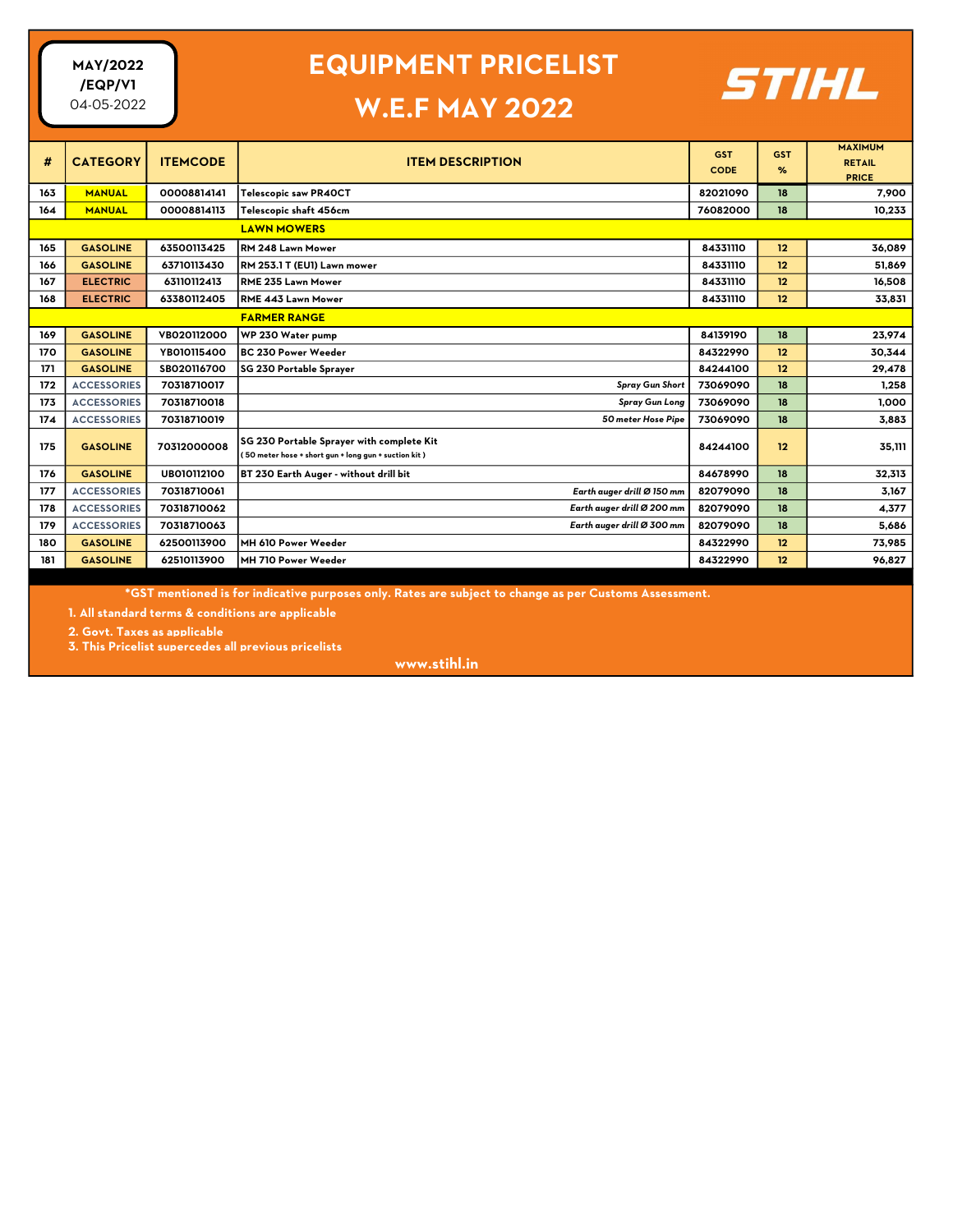MAY/2022
/EQP/V1
04-05-2022

# EQUIPMENT PRICELIST
# W.E.F MAY 2022

STIHL

| # | CATEGORY | ITEMCODE | ITEM DESCRIPTION | GST CODE | GST % | MAXIMUM RETAIL PRICE |
|---|---|---|---|---|---|---|
| 163 | MANUAL | 00008814141 | Telescopic saw PR40CT | 82021090 | 18 | 7,900 |
| 164 | MANUAL | 00008814113 | Telescopic shaft 456cm | 76082000 | 18 | 10,233 |
| | | | **LAWN MOWERS** | | | |
| 165 | GASOLINE | 63500113425 | RM 248 Lawn Mower | 84331110 | 12 | 36,089 |
| 166 | GASOLINE | 63710113430 | RM 253.1 T (EU1) Lawn mower | 84331110 | 12 | 51,869 |
| 167 | ELECTRIC | 63110112413 | RME 235 Lawn Mower | 84331110 | 12 | 16,508 |
| 168 | ELECTRIC | 63380112405 | RME 443 Lawn Mower | 84331110 | 12 | 33,831 |
| | | | **FARMER RANGE** | | | |
| 169 | GASOLINE | VB020112000 | WP 230 Water pump | 84139190 | 18 | 23,974 |
| 170 | GASOLINE | YB010115400 | BC 230 Power Weeder | 84322990 | 12 | 30,344 |
| 171 | GASOLINE | SB020116700 | SG 230 Portable Sprayer | 84244100 | 12 | 29,478 |
| 172 | ACCESSORIES | 70318710017 | *Spray Gun Short* | 73069090 | 18 | 1,258 |
| 173 | ACCESSORIES | 70318710018 | *Spray Gun Long* | 73069090 | 18 | 1,000 |
| 174 | ACCESSORIES | 70318710019 | *50 meter Hose Pipe* | 73069090 | 18 | 3,883 |
| 175 | GASOLINE | 70312000008 | SG 230 Portable Sprayer with complete Kit ( 50 meter hose + short gun + long gun + suction kit ) | 84244100 | 12 | 35,111 |
| 176 | GASOLINE | UB010112100 | BT 230 Earth Auger - without drill bit | 84678990 | 18 | 32,313 |
| 177 | ACCESSORIES | 70318710061 | *Earth auger drill Ø 150 mm* | 82079090 | 18 | 3,167 |
| 178 | ACCESSORIES | 70318710062 | *Earth auger drill Ø 200 mm* | 82079090 | 18 | 4,377 |
| 179 | ACCESSORIES | 70318710063 | *Earth auger drill Ø 300 mm* | 82079090 | 18 | 5,686 |
| 180 | GASOLINE | 62500113900 | MH 610 Power Weeder | 84322990 | 12 | 73,985 |
| 181 | GASOLINE | 62510113900 | MH 710 Power Weeder | 84322990 | 12 | 96,827 |

*GST mentioned is for indicative purposes only. Rates are subject to change as per Customs Assessment.

1. All standard terms & conditions are applicable
2. Govt. Taxes as applicable
3. This Pricelist supercedes all previous pricelists

www.stihl.in